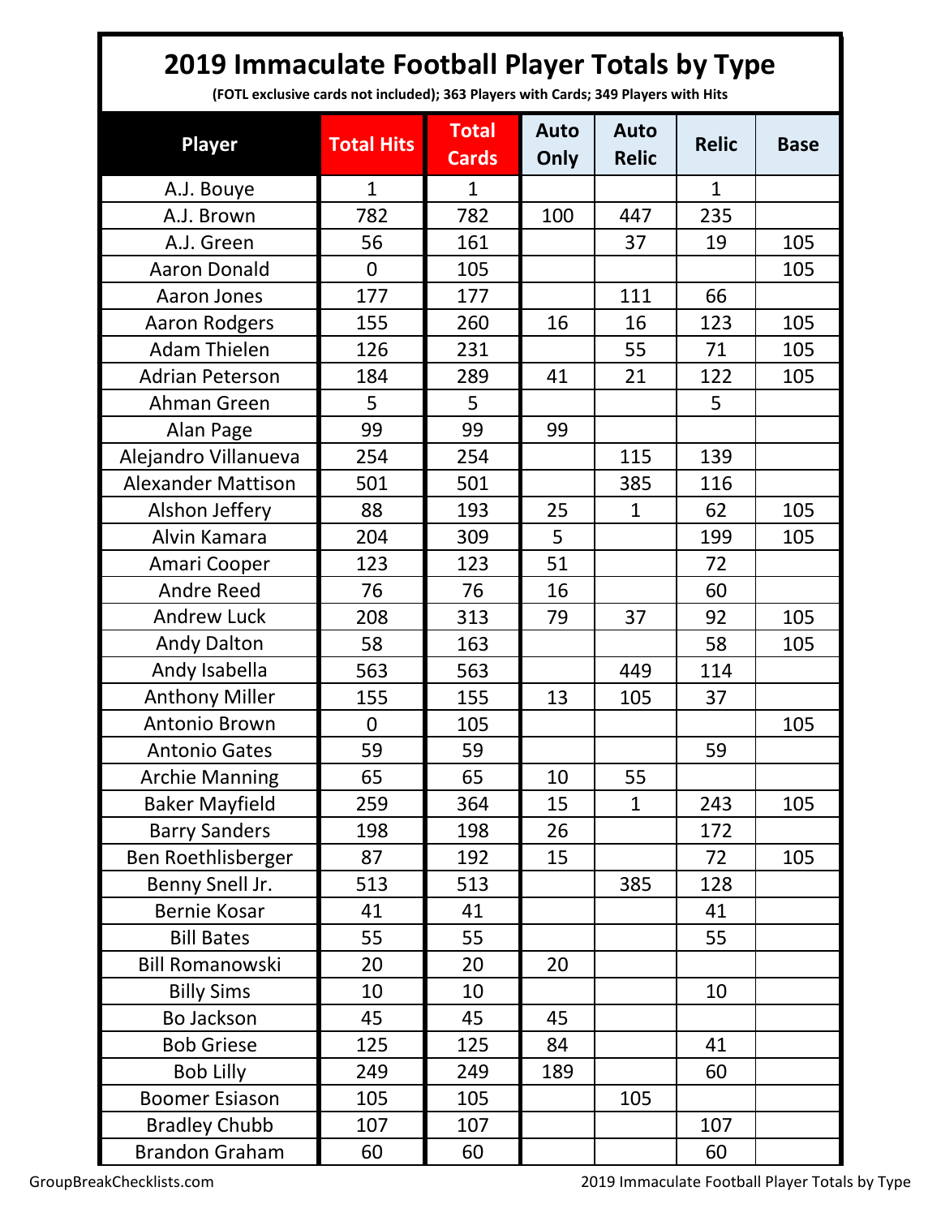# 2019 Immaculate Football Player Totals by Type

**(FOTL exclusive cards not included); 363 Players with Cards; 349 Players with Hits**

| Player | Total Hits | Total Cards | Auto Only | Auto Relic | Relic | Base |
|---|---|---|---|---|---|---|
| A.J. Bouye | 1 | 1 | | | 1 | |
| A.J. Brown | 782 | 782 | 100 | 447 | 235 | |
| A.J. Green | 56 | 161 | | 37 | 19 | 105 |
| Aaron Donald | 0 | 105 | | | | 105 |
| Aaron Jones | 177 | 177 | | 111 | 66 | |
| Aaron Rodgers | 155 | 260 | 16 | 16 | 123 | 105 |
| Adam Thielen | 126 | 231 | | 55 | 71 | 105 |
| Adrian Peterson | 184 | 289 | 41 | 21 | 122 | 105 |
| Ahman Green | 5 | 5 | | | 5 | |
| Alan Page | 99 | 99 | 99 | | | |
| Alejandro Villanueva | 254 | 254 | | 115 | 139 | |
| Alexander Mattison | 501 | 501 | | 385 | 116 | |
| Alshon Jeffery | 88 | 193 | 25 | 1 | 62 | 105 |
| Alvin Kamara | 204 | 309 | 5 | | 199 | 105 |
| Amari Cooper | 123 | 123 | 51 | | 72 | |
| Andre Reed | 76 | 76 | 16 | | 60 | |
| Andrew Luck | 208 | 313 | 79 | 37 | 92 | 105 |
| Andy Dalton | 58 | 163 | | | 58 | 105 |
| Andy Isabella | 563 | 563 | | 449 | 114 | |
| Anthony Miller | 155 | 155 | 13 | 105 | 37 | |
| Antonio Brown | 0 | 105 | | | | 105 |
| Antonio Gates | 59 | 59 | | | 59 | |
| Archie Manning | 65 | 65 | 10 | 55 | | |
| Baker Mayfield | 259 | 364 | 15 | 1 | 243 | 105 |
| Barry Sanders | 198 | 198 | 26 | | 172 | |
| Ben Roethlisberger | 87 | 192 | 15 | | 72 | 105 |
| Benny Snell Jr. | 513 | 513 | | 385 | 128 | |
| Bernie Kosar | 41 | 41 | | | 41 | |
| Bill Bates | 55 | 55 | | | 55 | |
| Bill Romanowski | 20 | 20 | 20 | | | |
| Billy Sims | 10 | 10 | | | 10 | |
| Bo Jackson | 45 | 45 | 45 | | | |
| Bob Griese | 125 | 125 | 84 | | 41 | |
| Bob Lilly | 249 | 249 | 189 | | 60 | |
| Boomer Esiason | 105 | 105 | | 105 | | |
| Bradley Chubb | 107 | 107 | | | 107 | |
| Brandon Graham | 60 | 60 | | | 60 | |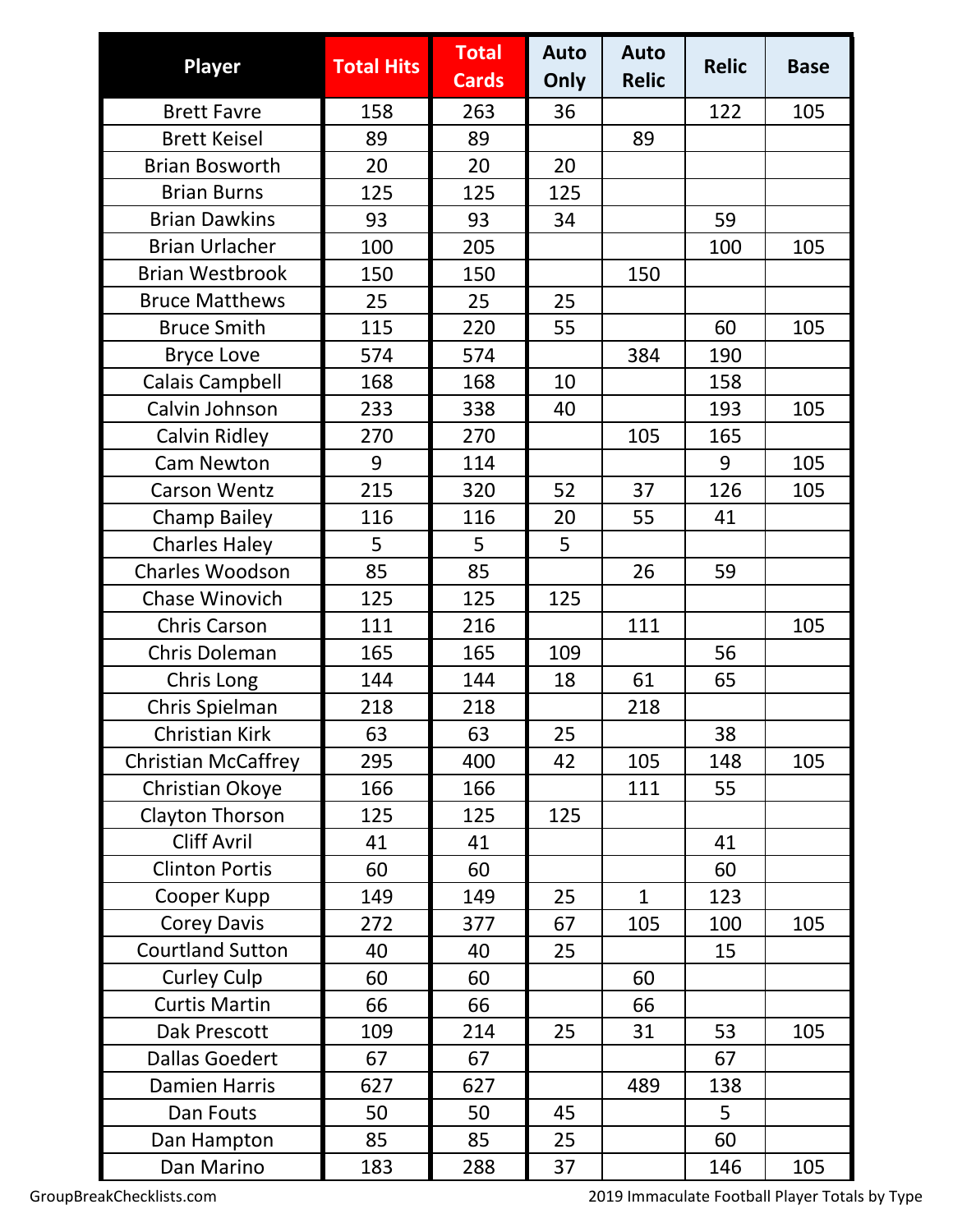| Player | Total Hits | Total Cards | Auto Only | Auto Relic | Relic | Base |
|---|---|---|---|---|---|---|
| Brett Favre | 158 | 263 | 36 | | 122 | 105 |
| Brett Keisel | 89 | 89 | | 89 | | |
| Brian Bosworth | 20 | 20 | 20 | | | |
| Brian Burns | 125 | 125 | 125 | | | |
| Brian Dawkins | 93 | 93 | 34 | | 59 | |
| Brian Urlacher | 100 | 205 | | | 100 | 105 |
| Brian Westbrook | 150 | 150 | | 150 | | |
| Bruce Matthews | 25 | 25 | 25 | | | |
| Bruce Smith | 115 | 220 | 55 | | 60 | 105 |
| Bryce Love | 574 | 574 | | 384 | 190 | |
| Calais Campbell | 168 | 168 | 10 | | 158 | |
| Calvin Johnson | 233 | 338 | 40 | | 193 | 105 |
| Calvin Ridley | 270 | 270 | | 105 | 165 | |
| Cam Newton | 9 | 114 | | | 9 | 105 |
| Carson Wentz | 215 | 320 | 52 | 37 | 126 | 105 |
| Champ Bailey | 116 | 116 | 20 | 55 | 41 | |
| Charles Haley | 5 | 5 | 5 | | | |
| Charles Woodson | 85 | 85 | | 26 | 59 | |
| Chase Winovich | 125 | 125 | 125 | | | |
| Chris Carson | 111 | 216 | | 111 | | 105 |
| Chris Doleman | 165 | 165 | 109 | | 56 | |
| Chris Long | 144 | 144 | 18 | 61 | 65 | |
| Chris Spielman | 218 | 218 | | 218 | | |
| Christian Kirk | 63 | 63 | 25 | | 38 | |
| Christian McCaffrey | 295 | 400 | 42 | 105 | 148 | 105 |
| Christian Okoye | 166 | 166 | | 111 | 55 | |
| Clayton Thorson | 125 | 125 | 125 | | | |
| Cliff Avril | 41 | 41 | | | 41 | |
| Clinton Portis | 60 | 60 | | | 60 | |
| Cooper Kupp | 149 | 149 | 25 | 1 | 123 | |
| Corey Davis | 272 | 377 | 67 | 105 | 100 | 105 |
| Courtland Sutton | 40 | 40 | 25 | | 15 | |
| Curley Culp | 60 | 60 | | 60 | | |
| Curtis Martin | 66 | 66 | | 66 | | |
| Dak Prescott | 109 | 214 | 25 | 31 | 53 | 105 |
| Dallas Goedert | 67 | 67 | | | 67 | |
| Damien Harris | 627 | 627 | | 489 | 138 | |
| Dan Fouts | 50 | 50 | 45 | | 5 | |
| Dan Hampton | 85 | 85 | 25 | | 60 | |
| Dan Marino | 183 | 288 | 37 | | 146 | 105 |

GroupBreakChecklists.com

2019 Immaculate Football Player Totals by Type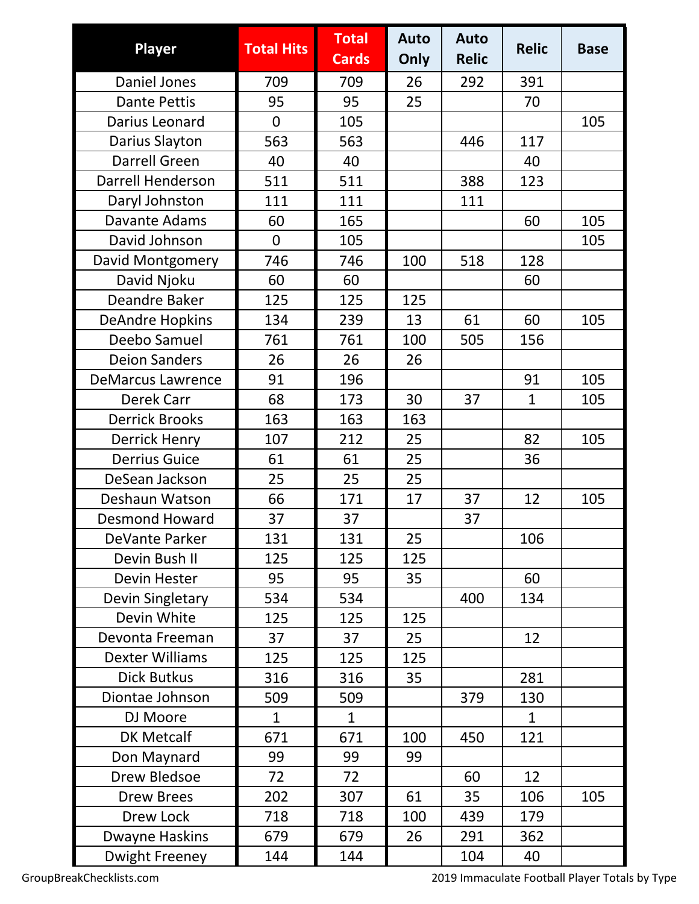| Player | Total Hits | Total Cards | Auto Only | Auto Relic | Relic | Base |
|---|---|---|---|---|---|---|
| Daniel Jones | 709 | 709 | 26 | 292 | 391 | |
| Dante Pettis | 95 | 95 | 25 | | 70 | |
| Darius Leonard | 0 | 105 | | | | 105 |
| Darius Slayton | 563 | 563 | | 446 | 117 | |
| Darrell Green | 40 | 40 | | | 40 | |
| Darrell Henderson | 511 | 511 | | 388 | 123 | |
| Daryl Johnston | 111 | 111 | | 111 | | |
| Davante Adams | 60 | 165 | | | 60 | 105 |
| David Johnson | 0 | 105 | | | | 105 |
| David Montgomery | 746 | 746 | 100 | 518 | 128 | |
| David Njoku | 60 | 60 | | | 60 | |
| Deandre Baker | 125 | 125 | 125 | | | |
| DeAndre Hopkins | 134 | 239 | 13 | 61 | 60 | 105 |
| Deebo Samuel | 761 | 761 | 100 | 505 | 156 | |
| Deion Sanders | 26 | 26 | 26 | | | |
| DeMarcus Lawrence | 91 | 196 | | | 91 | 105 |
| Derek Carr | 68 | 173 | 30 | 37 | 1 | 105 |
| Derrick Brooks | 163 | 163 | 163 | | | |
| Derrick Henry | 107 | 212 | 25 | | 82 | 105 |
| Derrius Guice | 61 | 61 | 25 | | 36 | |
| DeSean Jackson | 25 | 25 | 25 | | | |
| Deshaun Watson | 66 | 171 | 17 | 37 | 12 | 105 |
| Desmond Howard | 37 | 37 | | 37 | | |
| DeVante Parker | 131 | 131 | 25 | | 106 | |
| Devin Bush II | 125 | 125 | 125 | | | |
| Devin Hester | 95 | 95 | 35 | | 60 | |
| Devin Singletary | 534 | 534 | | 400 | 134 | |
| Devin White | 125 | 125 | 125 | | | |
| Devonta Freeman | 37 | 37 | 25 | | 12 | |
| Dexter Williams | 125 | 125 | 125 | | | |
| Dick Butkus | 316 | 316 | 35 | | 281 | |
| Diontae Johnson | 509 | 509 | | 379 | 130 | |
| DJ Moore | 1 | 1 | | | 1 | |
| DK Metcalf | 671 | 671 | 100 | 450 | 121 | |
| Don Maynard | 99 | 99 | 99 | | | |
| Drew Bledsoe | 72 | 72 | | 60 | 12 | |
| Drew Brees | 202 | 307 | 61 | 35 | 106 | 105 |
| Drew Lock | 718 | 718 | 100 | 439 | 179 | |
| Dwayne Haskins | 679 | 679 | 26 | 291 | 362 | |
| Dwight Freeney | 144 | 144 | | 104 | 40 | |

GroupBreakChecklists.com 2019 Immaculate Football Player Totals by Type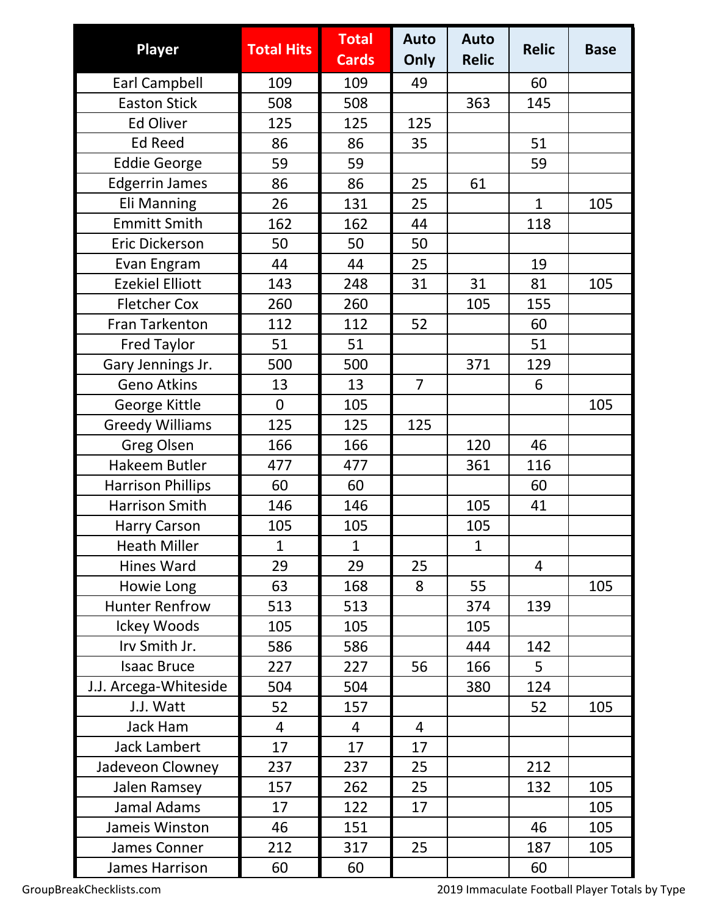| Player | Total Hits | Total Cards | Auto Only | Auto Relic | Relic | Base |
|---|---|---|---|---|---|---|
| Earl Campbell | 109 | 109 | 49 | | 60 | |
| Easton Stick | 508 | 508 | | 363 | 145 | |
| Ed Oliver | 125 | 125 | 125 | | | |
| Ed Reed | 86 | 86 | 35 | | 51 | |
| Eddie George | 59 | 59 | | | 59 | |
| Edgerrin James | 86 | 86 | 25 | 61 | | |
| Eli Manning | 26 | 131 | 25 | | 1 | 105 |
| Emmitt Smith | 162 | 162 | 44 | | 118 | |
| Eric Dickerson | 50 | 50 | 50 | | | |
| Evan Engram | 44 | 44 | 25 | | 19 | |
| Ezekiel Elliott | 143 | 248 | 31 | 31 | 81 | 105 |
| Fletcher Cox | 260 | 260 | | 105 | 155 | |
| Fran Tarkenton | 112 | 112 | 52 | | 60 | |
| Fred Taylor | 51 | 51 | | | 51 | |
| Gary Jennings Jr. | 500 | 500 | | 371 | 129 | |
| Geno Atkins | 13 | 13 | 7 | | 6 | |
| George Kittle | 0 | 105 | | | | 105 |
| Greedy Williams | 125 | 125 | 125 | | | |
| Greg Olsen | 166 | 166 | | 120 | 46 | |
| Hakeem Butler | 477 | 477 | | 361 | 116 | |
| Harrison Phillips | 60 | 60 | | | 60 | |
| Harrison Smith | 146 | 146 | | 105 | 41 | |
| Harry Carson | 105 | 105 | | 105 | | |
| Heath Miller | 1 | 1 | | 1 | | |
| Hines Ward | 29 | 29 | 25 | | 4 | |
| Howie Long | 63 | 168 | 8 | 55 | | 105 |
| Hunter Renfrow | 513 | 513 | | 374 | 139 | |
| Ickey Woods | 105 | 105 | | 105 | | |
| Irv Smith Jr. | 586 | 586 | | 444 | 142 | |
| Isaac Bruce | 227 | 227 | 56 | 166 | 5 | |
| J.J. Arcega-Whiteside | 504 | 504 | | 380 | 124 | |
| J.J. Watt | 52 | 157 | | | 52 | 105 |
| Jack Ham | 4 | 4 | 4 | | | |
| Jack Lambert | 17 | 17 | 17 | | | |
| Jadeveon Clowney | 237 | 237 | 25 | | 212 | |
| Jalen Ramsey | 157 | 262 | 25 | | 132 | 105 |
| Jamal Adams | 17 | 122 | 17 | | | 105 |
| Jameis Winston | 46 | 151 | | | 46 | 105 |
| James Conner | 212 | 317 | 25 | | 187 | 105 |
| James Harrison | 60 | 60 | | | 60 | |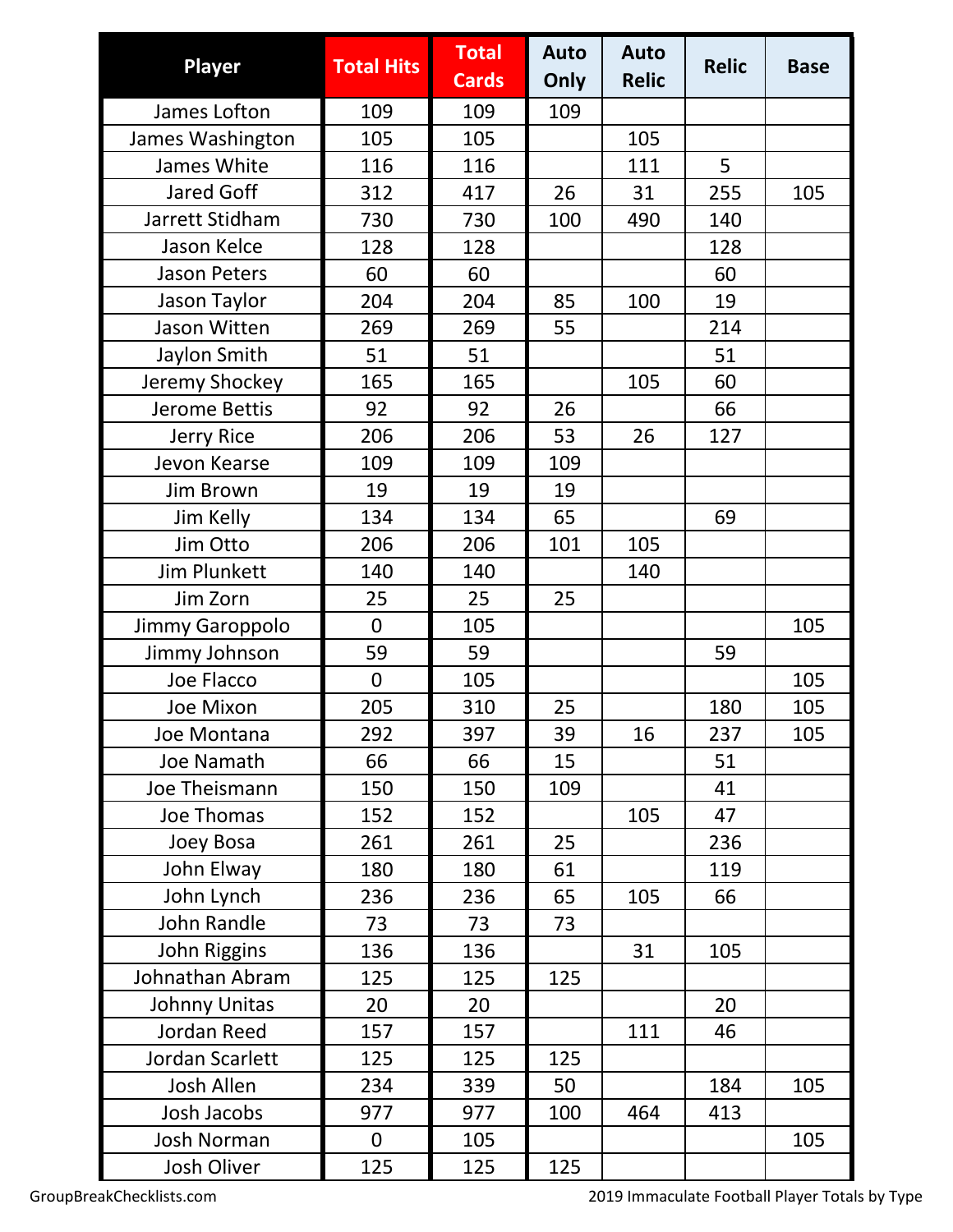| Player | Total Hits | Total Cards | Auto Only | Auto Relic | Relic | Base |
|---|---|---|---|---|---|---|
| James Lofton | 109 | 109 | 109 | | | |
| James Washington | 105 | 105 | | 105 | | |
| James White | 116 | 116 | | 111 | 5 | |
| Jared Goff | 312 | 417 | 26 | 31 | 255 | 105 |
| Jarrett Stidham | 730 | 730 | 100 | 490 | 140 | |
| Jason Kelce | 128 | 128 | | | 128 | |
| Jason Peters | 60 | 60 | | | 60 | |
| Jason Taylor | 204 | 204 | 85 | 100 | 19 | |
| Jason Witten | 269 | 269 | 55 | | 214 | |
| Jaylon Smith | 51 | 51 | | | 51 | |
| Jeremy Shockey | 165 | 165 | | 105 | 60 | |
| Jerome Bettis | 92 | 92 | 26 | | 66 | |
| Jerry Rice | 206 | 206 | 53 | 26 | 127 | |
| Jevon Kearse | 109 | 109 | 109 | | | |
| Jim Brown | 19 | 19 | 19 | | | |
| Jim Kelly | 134 | 134 | 65 | | 69 | |
| Jim Otto | 206 | 206 | 101 | 105 | | |
| Jim Plunkett | 140 | 140 | | 140 | | |
| Jim Zorn | 25 | 25 | 25 | | | |
| Jimmy Garoppolo | 0 | 105 | | | | 105 |
| Jimmy Johnson | 59 | 59 | | | 59 | |
| Joe Flacco | 0 | 105 | | | | 105 |
| Joe Mixon | 205 | 310 | 25 | | 180 | 105 |
| Joe Montana | 292 | 397 | 39 | 16 | 237 | 105 |
| Joe Namath | 66 | 66 | 15 | | 51 | |
| Joe Theismann | 150 | 150 | 109 | | 41 | |
| Joe Thomas | 152 | 152 | | 105 | 47 | |
| Joey Bosa | 261 | 261 | 25 | | 236 | |
| John Elway | 180 | 180 | 61 | | 119 | |
| John Lynch | 236 | 236 | 65 | 105 | 66 | |
| John Randle | 73 | 73 | 73 | | | |
| John Riggins | 136 | 136 | | 31 | 105 | |
| Johnathan Abram | 125 | 125 | 125 | | | |
| Johnny Unitas | 20 | 20 | | | 20 | |
| Jordan Reed | 157 | 157 | | 111 | 46 | |
| Jordan Scarlett | 125 | 125 | 125 | | | |
| Josh Allen | 234 | 339 | 50 | | 184 | 105 |
| Josh Jacobs | 977 | 977 | 100 | 464 | 413 | |
| Josh Norman | 0 | 105 | | | | 105 |
| Josh Oliver | 125 | 125 | 125 | | | |

GroupBreakChecklists.com

2019 Immaculate Football Player Totals by Type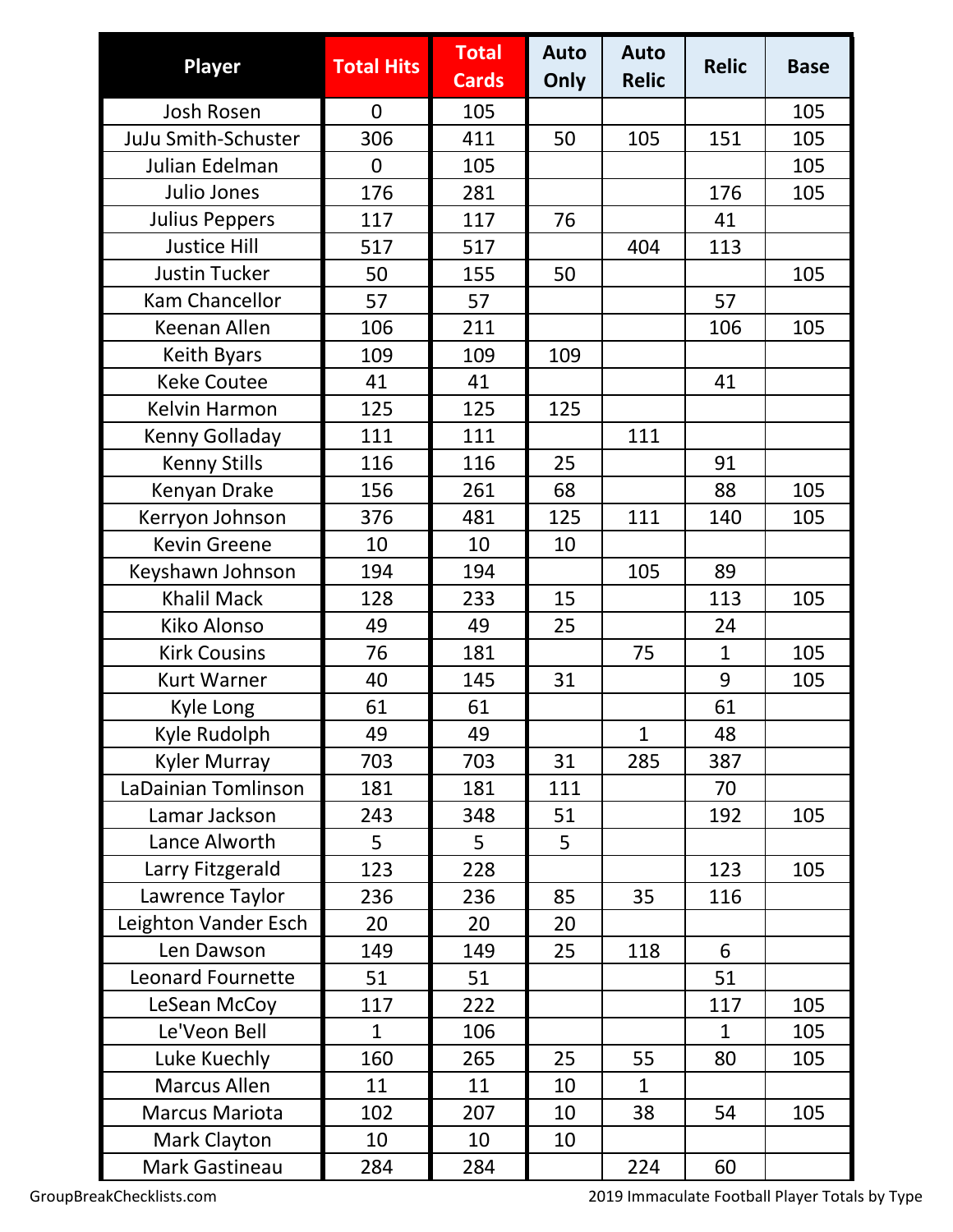| Player | Total Hits | Total Cards | Auto Only | Auto Relic | Relic | Base |
|---|---|---|---|---|---|---|
| Josh Rosen | 0 | 105 | | | | 105 |
| JuJu Smith-Schuster | 306 | 411 | 50 | 105 | 151 | 105 |
| Julian Edelman | 0 | 105 | | | | 105 |
| Julio Jones | 176 | 281 | | | 176 | 105 |
| Julius Peppers | 117 | 117 | 76 | | 41 | |
| Justice Hill | 517 | 517 | | 404 | 113 | |
| Justin Tucker | 50 | 155 | 50 | | | 105 |
| Kam Chancellor | 57 | 57 | | | 57 | |
| Keenan Allen | 106 | 211 | | | 106 | 105 |
| Keith Byars | 109 | 109 | 109 | | | |
| Keke Coutee | 41 | 41 | | | 41 | |
| Kelvin Harmon | 125 | 125 | 125 | | | |
| Kenny Golladay | 111 | 111 | | 111 | | |
| Kenny Stills | 116 | 116 | 25 | | 91 | |
| Kenyan Drake | 156 | 261 | 68 | | 88 | 105 |
| Kerryon Johnson | 376 | 481 | 125 | 111 | 140 | 105 |
| Kevin Greene | 10 | 10 | 10 | | | |
| Keyshawn Johnson | 194 | 194 | | 105 | 89 | |
| Khalil Mack | 128 | 233 | 15 | | 113 | 105 |
| Kiko Alonso | 49 | 49 | 25 | | 24 | |
| Kirk Cousins | 76 | 181 | | 75 | 1 | 105 |
| Kurt Warner | 40 | 145 | 31 | | 9 | 105 |
| Kyle Long | 61 | 61 | | | 61 | |
| Kyle Rudolph | 49 | 49 | | 1 | 48 | |
| Kyler Murray | 703 | 703 | 31 | 285 | 387 | |
| LaDainian Tomlinson | 181 | 181 | 111 | | 70 | |
| Lamar Jackson | 243 | 348 | 51 | | 192 | 105 |
| Lance Alworth | 5 | 5 | 5 | | | |
| Larry Fitzgerald | 123 | 228 | | | 123 | 105 |
| Lawrence Taylor | 236 | 236 | 85 | 35 | 116 | |
| Leighton Vander Esch | 20 | 20 | 20 | | | |
| Len Dawson | 149 | 149 | 25 | 118 | 6 | |
| Leonard Fournette | 51 | 51 | | | 51 | |
| LeSean McCoy | 117 | 222 | | | 117 | 105 |
| Le'Veon Bell | 1 | 106 | | | 1 | 105 |
| Luke Kuechly | 160 | 265 | 25 | 55 | 80 | 105 |
| Marcus Allen | 11 | 11 | 10 | 1 | | |
| Marcus Mariota | 102 | 207 | 10 | 38 | 54 | 105 |
| Mark Clayton | 10 | 10 | 10 | | | |
| Mark Gastineau | 284 | 284 | | 224 | 60 | |

GroupBreakChecklists.com

2019 Immaculate Football Player Totals by Type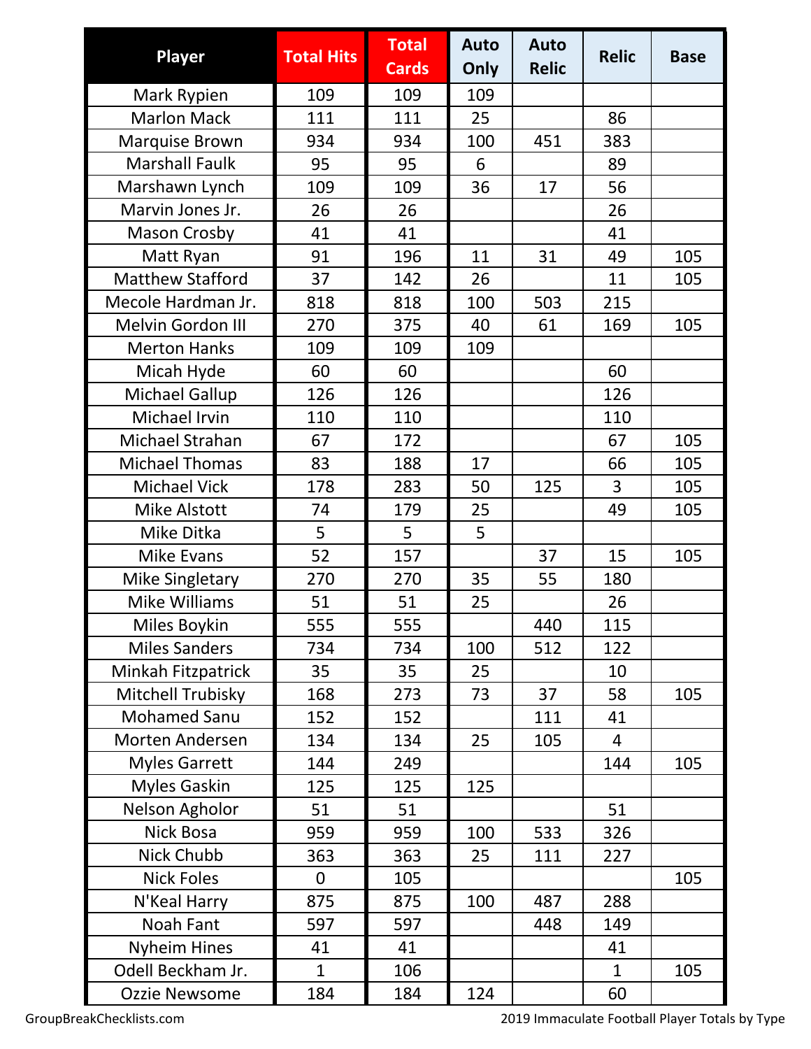| Player | Total Hits | Total Cards | Auto Only | Auto Relic | Relic | Base |
|---|---|---|---|---|---|---|
| Mark Rypien | 109 | 109 | 109 | | | |
| Marlon Mack | 111 | 111 | 25 | | 86 | |
| Marquise Brown | 934 | 934 | 100 | 451 | 383 | |
| Marshall Faulk | 95 | 95 | 6 | | 89 | |
| Marshawn Lynch | 109 | 109 | 36 | 17 | 56 | |
| Marvin Jones Jr. | 26 | 26 | | | 26 | |
| Mason Crosby | 41 | 41 | | | 41 | |
| Matt Ryan | 91 | 196 | 11 | 31 | 49 | 105 |
| Matthew Stafford | 37 | 142 | 26 | | 11 | 105 |
| Mecole Hardman Jr. | 818 | 818 | 100 | 503 | 215 | |
| Melvin Gordon III | 270 | 375 | 40 | 61 | 169 | 105 |
| Merton Hanks | 109 | 109 | 109 | | | |
| Micah Hyde | 60 | 60 | | | 60 | |
| Michael Gallup | 126 | 126 | | | 126 | |
| Michael Irvin | 110 | 110 | | | 110 | |
| Michael Strahan | 67 | 172 | | | 67 | 105 |
| Michael Thomas | 83 | 188 | 17 | | 66 | 105 |
| Michael Vick | 178 | 283 | 50 | 125 | 3 | 105 |
| Mike Alstott | 74 | 179 | 25 | | 49 | 105 |
| Mike Ditka | 5 | 5 | 5 | | | |
| Mike Evans | 52 | 157 | | 37 | 15 | 105 |
| Mike Singletary | 270 | 270 | 35 | 55 | 180 | |
| Mike Williams | 51 | 51 | 25 | | 26 | |
| Miles Boykin | 555 | 555 | | 440 | 115 | |
| Miles Sanders | 734 | 734 | 100 | 512 | 122 | |
| Minkah Fitzpatrick | 35 | 35 | 25 | | 10 | |
| Mitchell Trubisky | 168 | 273 | 73 | 37 | 58 | 105 |
| Mohamed Sanu | 152 | 152 | | 111 | 41 | |
| Morten Andersen | 134 | 134 | 25 | 105 | 4 | |
| Myles Garrett | 144 | 249 | | | 144 | 105 |
| Myles Gaskin | 125 | 125 | 125 | | | |
| Nelson Agholor | 51 | 51 | | | 51 | |
| Nick Bosa | 959 | 959 | 100 | 533 | 326 | |
| Nick Chubb | 363 | 363 | 25 | 111 | 227 | |
| Nick Foles | 0 | 105 | | | | 105 |
| N'Keal Harry | 875 | 875 | 100 | 487 | 288 | |
| Noah Fant | 597 | 597 | | 448 | 149 | |
| Nyheim Hines | 41 | 41 | | | 41 | |
| Odell Beckham Jr. | 1 | 106 | | | 1 | 105 |
| Ozzie Newsome | 184 | 184 | 124 | | 60 | |

GroupBreakChecklists.com

2019 Immaculate Football Player Totals by Type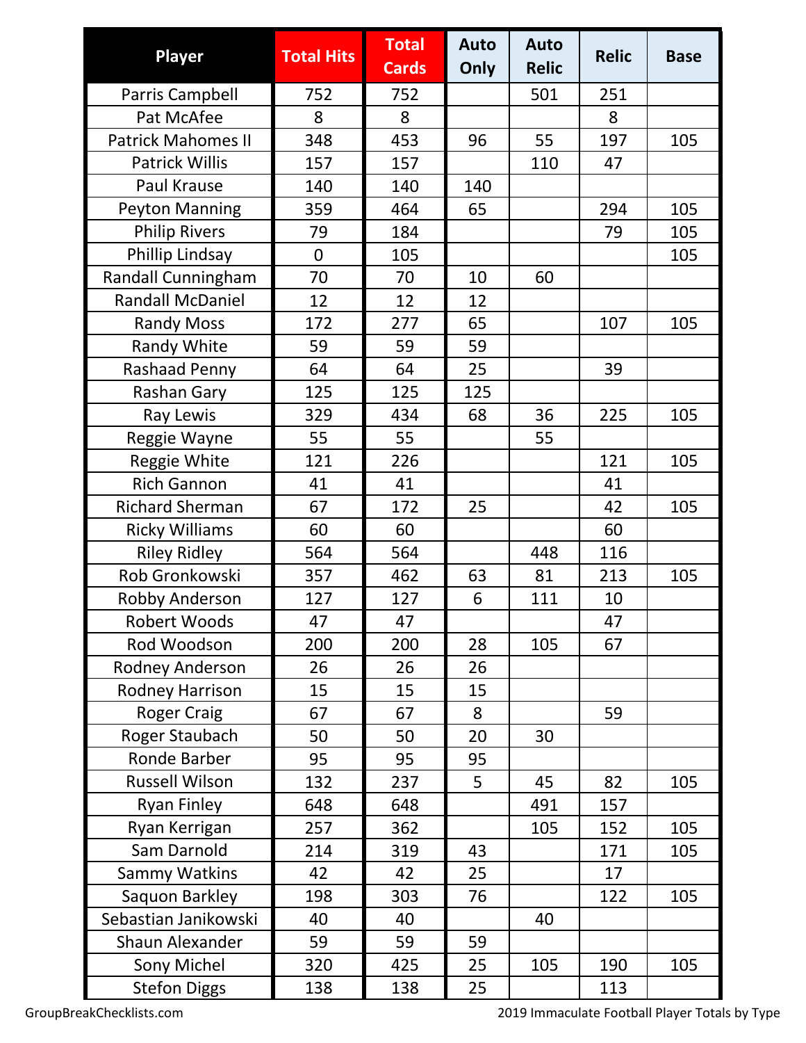| Player | Total Hits | Total Cards | Auto Only | Auto Relic | Relic | Base |
|---|---|---|---|---|---|---|
| Parris Campbell | 752 | 752 | | 501 | 251 | |
| Pat McAfee | 8 | 8 | | | 8 | |
| Patrick Mahomes II | 348 | 453 | 96 | 55 | 197 | 105 |
| Patrick Willis | 157 | 157 | | 110 | 47 | |
| Paul Krause | 140 | 140 | 140 | | | |
| Peyton Manning | 359 | 464 | 65 | | 294 | 105 |
| Philip Rivers | 79 | 184 | | | 79 | 105 |
| Phillip Lindsay | 0 | 105 | | | | 105 |
| Randall Cunningham | 70 | 70 | 10 | 60 | | |
| Randall McDaniel | 12 | 12 | 12 | | | |
| Randy Moss | 172 | 277 | 65 | | 107 | 105 |
| Randy White | 59 | 59 | 59 | | | |
| Rashaad Penny | 64 | 64 | 25 | | 39 | |
| Rashan Gary | 125 | 125 | 125 | | | |
| Ray Lewis | 329 | 434 | 68 | 36 | 225 | 105 |
| Reggie Wayne | 55 | 55 | | 55 | | |
| Reggie White | 121 | 226 | | | 121 | 105 |
| Rich Gannon | 41 | 41 | | | 41 | |
| Richard Sherman | 67 | 172 | 25 | | 42 | 105 |
| Ricky Williams | 60 | 60 | | | 60 | |
| Riley Ridley | 564 | 564 | | 448 | 116 | |
| Rob Gronkowski | 357 | 462 | 63 | 81 | 213 | 105 |
| Robby Anderson | 127 | 127 | 6 | 111 | 10 | |
| Robert Woods | 47 | 47 | | | 47 | |
| Rod Woodson | 200 | 200 | 28 | 105 | 67 | |
| Rodney Anderson | 26 | 26 | 26 | | | |
| Rodney Harrison | 15 | 15 | 15 | | | |
| Roger Craig | 67 | 67 | 8 | | 59 | |
| Roger Staubach | 50 | 50 | 20 | 30 | | |
| Ronde Barber | 95 | 95 | 95 | | | |
| Russell Wilson | 132 | 237 | 5 | 45 | 82 | 105 |
| Ryan Finley | 648 | 648 | | 491 | 157 | |
| Ryan Kerrigan | 257 | 362 | | 105 | 152 | 105 |
| Sam Darnold | 214 | 319 | 43 | | 171 | 105 |
| Sammy Watkins | 42 | 42 | 25 | | 17 | |
| Saquon Barkley | 198 | 303 | 76 | | 122 | 105 |
| Sebastian Janikowski | 40 | 40 | | 40 | | |
| Shaun Alexander | 59 | 59 | 59 | | | |
| Sony Michel | 320 | 425 | 25 | 105 | 190 | 105 |
| Stefon Diggs | 138 | 138 | 25 | | 113 | |

GroupBreakChecklists.com

2019 Immaculate Football Player Totals by Type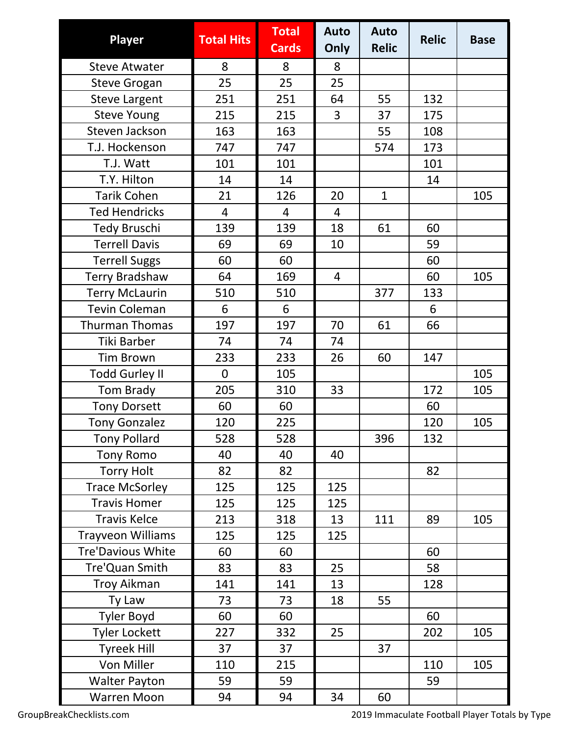| Player | Total Hits | Total Cards | Auto Only | Auto Relic | Relic | Base |
|---|---|---|---|---|---|---|
| Steve Atwater | 8 | 8 | 8 | | | |
| Steve Grogan | 25 | 25 | 25 | | | |
| Steve Largent | 251 | 251 | 64 | 55 | 132 | |
| Steve Young | 215 | 215 | 3 | 37 | 175 | |
| Steven Jackson | 163 | 163 | | 55 | 108 | |
| T.J. Hockenson | 747 | 747 | | 574 | 173 | |
| T.J. Watt | 101 | 101 | | | 101 | |
| T.Y. Hilton | 14 | 14 | | | 14 | |
| Tarik Cohen | 21 | 126 | 20 | 1 | | 105 |
| Ted Hendricks | 4 | 4 | 4 | | | |
| Tedy Bruschi | 139 | 139 | 18 | 61 | 60 | |
| Terrell Davis | 69 | 69 | 10 | | 59 | |
| Terrell Suggs | 60 | 60 | | | 60 | |
| Terry Bradshaw | 64 | 169 | 4 | | 60 | 105 |
| Terry McLaurin | 510 | 510 | | 377 | 133 | |
| Tevin Coleman | 6 | 6 | | | 6 | |
| Thurman Thomas | 197 | 197 | 70 | 61 | 66 | |
| Tiki Barber | 74 | 74 | 74 | | | |
| Tim Brown | 233 | 233 | 26 | 60 | 147 | |
| Todd Gurley II | 0 | 105 | | | | 105 |
| Tom Brady | 205 | 310 | 33 | | 172 | 105 |
| Tony Dorsett | 60 | 60 | | | 60 | |
| Tony Gonzalez | 120 | 225 | | | 120 | 105 |
| Tony Pollard | 528 | 528 | | 396 | 132 | |
| Tony Romo | 40 | 40 | 40 | | | |
| Torry Holt | 82 | 82 | | | 82 | |
| Trace McSorley | 125 | 125 | 125 | | | |
| Travis Homer | 125 | 125 | 125 | | | |
| Travis Kelce | 213 | 318 | 13 | 111 | 89 | 105 |
| Trayveon Williams | 125 | 125 | 125 | | | |
| Tre'Davious White | 60 | 60 | | | 60 | |
| Tre'Quan Smith | 83 | 83 | 25 | | 58 | |
| Troy Aikman | 141 | 141 | 13 | | 128 | |
| Ty Law | 73 | 73 | 18 | 55 | | |
| Tyler Boyd | 60 | 60 | | | 60 | |
| Tyler Lockett | 227 | 332 | 25 | | 202 | 105 |
| Tyreek Hill | 37 | 37 | | 37 | | |
| Von Miller | 110 | 215 | | | 110 | 105 |
| Walter Payton | 59 | 59 | | | 59 | |
| Warren Moon | 94 | 94 | 34 | 60 | | |

GroupBreakChecklists.com

2019 Immaculate Football Player Totals by Type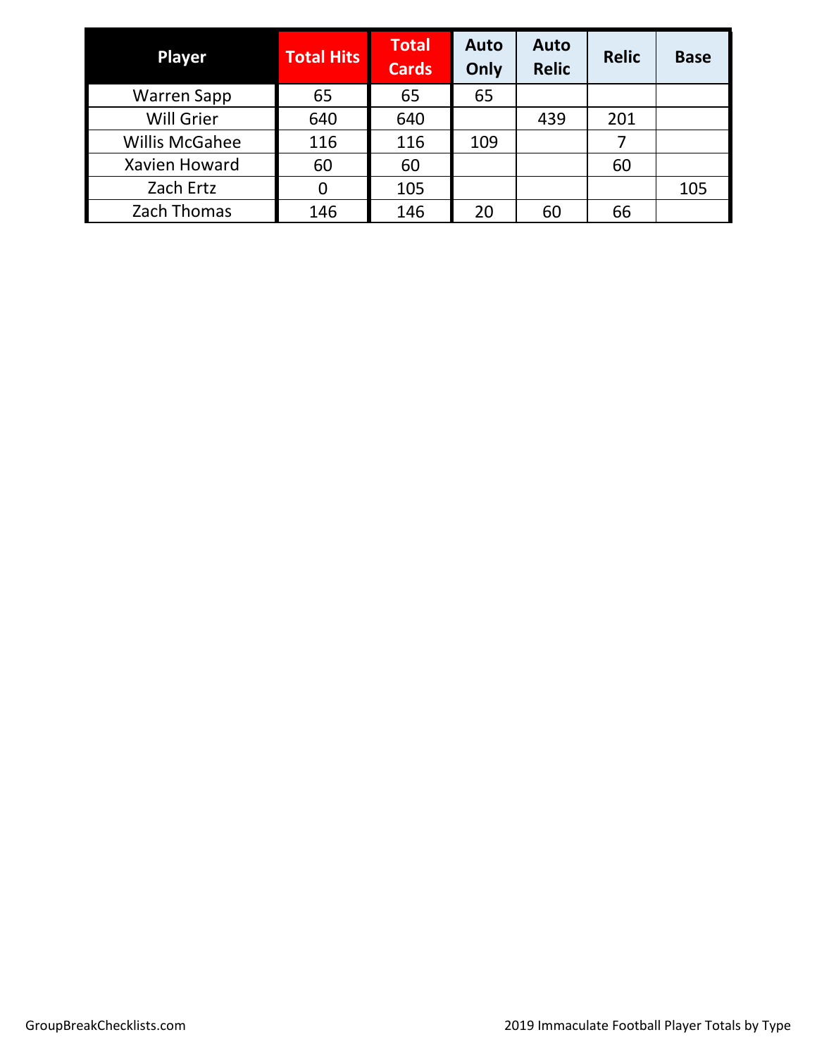| Player | Total Hits | Total Cards | Auto Only | Auto Relic | Relic | Base |
|---|---|---|---|---|---|---|
| Warren Sapp | 65 | 65 | 65 | | | |
| Will Grier | 640 | 640 | | 439 | 201 | |
| Willis McGahee | 116 | 116 | 109 | | 7 | |
| Xavien Howard | 60 | 60 | | | 60 | |
| Zach Ertz | 0 | 105 | | | | 105 |
| Zach Thomas | 146 | 146 | 20 | 60 | 66 | |